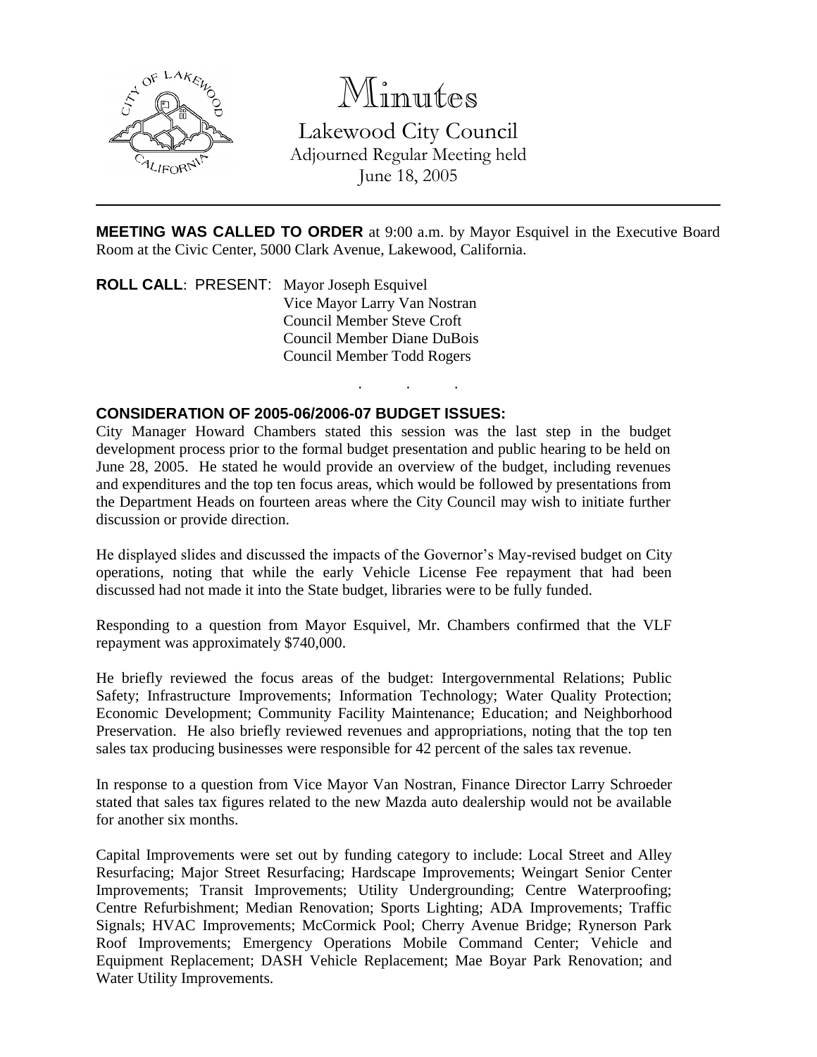# Minutes

Lakewood City Council
Adjourned Regular Meeting held
June 18, 2005

---

**MEETING WAS CALLED TO ORDER** at 9:00 a.m. by Mayor Esquivel in the Executive Board Room at the Civic Center, 5000 Clark Avenue, Lakewood, California.

**ROLL CALL**: PRESENT: Mayor Joseph Esquivel
Vice Mayor Larry Van Nostran
Council Member Steve Croft
Council Member Diane DuBois
Council Member Todd Rogers

. . .

**CONSIDERATION OF 2005-06/2006-07 BUDGET ISSUES:**

City Manager Howard Chambers stated this session was the last step in the budget development process prior to the formal budget presentation and public hearing to be held on June 28, 2005. He stated he would provide an overview of the budget, including revenues and expenditures and the top ten focus areas, which would be followed by presentations from the Department Heads on fourteen areas where the City Council may wish to initiate further discussion or provide direction.

He displayed slides and discussed the impacts of the Governor's May-revised budget on City operations, noting that while the early Vehicle License Fee repayment that had been discussed had not made it into the State budget, libraries were to be fully funded.

Responding to a question from Mayor Esquivel, Mr. Chambers confirmed that the VLF repayment was approximately $740,000.

He briefly reviewed the focus areas of the budget: Intergovernmental Relations; Public Safety; Infrastructure Improvements; Information Technology; Water Quality Protection; Economic Development; Community Facility Maintenance; Education; and Neighborhood Preservation. He also briefly reviewed revenues and appropriations, noting that the top ten sales tax producing businesses were responsible for 42 percent of the sales tax revenue.

In response to a question from Vice Mayor Van Nostran, Finance Director Larry Schroeder stated that sales tax figures related to the new Mazda auto dealership would not be available for another six months.

Capital Improvements were set out by funding category to include: Local Street and Alley Resurfacing; Major Street Resurfacing; Hardscape Improvements; Weingart Senior Center Improvements; Transit Improvements; Utility Undergrounding; Centre Waterproofing; Centre Refurbishment; Median Renovation; Sports Lighting; ADA Improvements; Traffic Signals; HVAC Improvements; McCormick Pool; Cherry Avenue Bridge; Rynerson Park Roof Improvements; Emergency Operations Mobile Command Center; Vehicle and Equipment Replacement; DASH Vehicle Replacement; Mae Boyar Park Renovation; and Water Utility Improvements.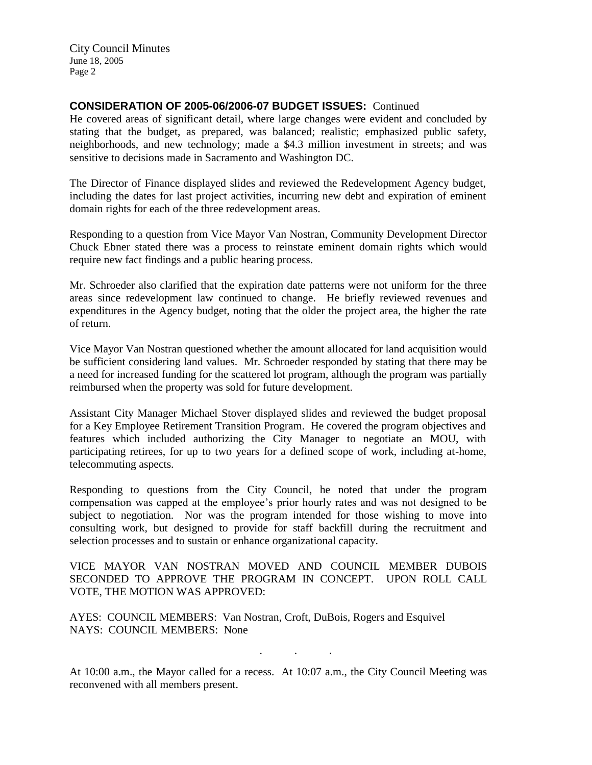**CONSIDERATION OF 2005-06/2006-07 BUDGET ISSUES:** Continued

He covered areas of significant detail, where large changes were evident and concluded by stating that the budget, as prepared, was balanced; realistic; emphasized public safety, neighborhoods, and new technology; made a $4.3 million investment in streets; and was sensitive to decisions made in Sacramento and Washington DC.

The Director of Finance displayed slides and reviewed the Redevelopment Agency budget, including the dates for last project activities, incurring new debt and expiration of eminent domain rights for each of the three redevelopment areas.

Responding to a question from Vice Mayor Van Nostran, Community Development Director Chuck Ebner stated there was a process to reinstate eminent domain rights which would require new fact findings and a public hearing process.

Mr. Schroeder also clarified that the expiration date patterns were not uniform for the three areas since redevelopment law continued to change. He briefly reviewed revenues and expenditures in the Agency budget, noting that the older the project area, the higher the rate of return.

Vice Mayor Van Nostran questioned whether the amount allocated for land acquisition would be sufficient considering land values. Mr. Schroeder responded by stating that there may be a need for increased funding for the scattered lot program, although the program was partially reimbursed when the property was sold for future development.

Assistant City Manager Michael Stover displayed slides and reviewed the budget proposal for a Key Employee Retirement Transition Program. He covered the program objectives and features which included authorizing the City Manager to negotiate an MOU, with participating retirees, for up to two years for a defined scope of work, including at-home, telecommuting aspects.

Responding to questions from the City Council, he noted that under the program compensation was capped at the employee's prior hourly rates and was not designed to be subject to negotiation. Nor was the program intended for those wishing to move into consulting work, but designed to provide for staff backfill during the recruitment and selection processes and to sustain or enhance organizational capacity.

VICE MAYOR VAN NOSTRAN MOVED AND COUNCIL MEMBER DUBOIS SECONDED TO APPROVE THE PROGRAM IN CONCEPT. UPON ROLL CALL VOTE, THE MOTION WAS APPROVED:

AYES: COUNCIL MEMBERS: Van Nostran, Croft, DuBois, Rogers and Esquivel
NAYS: COUNCIL MEMBERS: None

. . .

At 10:00 a.m., the Mayor called for a recess. At 10:07 a.m., the City Council Meeting was reconvened with all members present.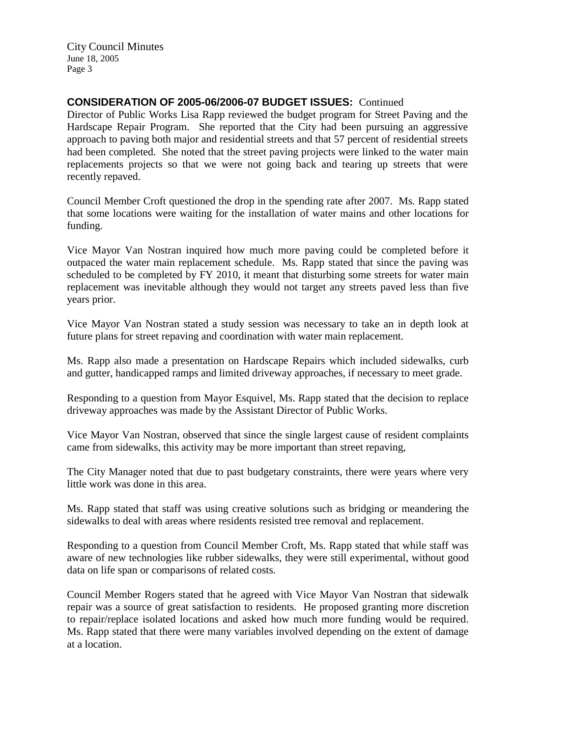**CONSIDERATION OF 2005-06/2006-07 BUDGET ISSUES:** Continued

Director of Public Works Lisa Rapp reviewed the budget program for Street Paving and the Hardscape Repair Program. She reported that the City had been pursuing an aggressive approach to paving both major and residential streets and that 57 percent of residential streets had been completed. She noted that the street paving projects were linked to the water main replacements projects so that we were not going back and tearing up streets that were recently repaved.

Council Member Croft questioned the drop in the spending rate after 2007. Ms. Rapp stated that some locations were waiting for the installation of water mains and other locations for funding.

Vice Mayor Van Nostran inquired how much more paving could be completed before it outpaced the water main replacement schedule. Ms. Rapp stated that since the paving was scheduled to be completed by FY 2010, it meant that disturbing some streets for water main replacement was inevitable although they would not target any streets paved less than five years prior.

Vice Mayor Van Nostran stated a study session was necessary to take an in depth look at future plans for street repaving and coordination with water main replacement.

Ms. Rapp also made a presentation on Hardscape Repairs which included sidewalks, curb and gutter, handicapped ramps and limited driveway approaches, if necessary to meet grade.

Responding to a question from Mayor Esquivel, Ms. Rapp stated that the decision to replace driveway approaches was made by the Assistant Director of Public Works.

Vice Mayor Van Nostran, observed that since the single largest cause of resident complaints came from sidewalks, this activity may be more important than street repaving,

The City Manager noted that due to past budgetary constraints, there were years where very little work was done in this area.

Ms. Rapp stated that staff was using creative solutions such as bridging or meandering the sidewalks to deal with areas where residents resisted tree removal and replacement.

Responding to a question from Council Member Croft, Ms. Rapp stated that while staff was aware of new technologies like rubber sidewalks, they were still experimental, without good data on life span or comparisons of related costs.

Council Member Rogers stated that he agreed with Vice Mayor Van Nostran that sidewalk repair was a source of great satisfaction to residents. He proposed granting more discretion to repair/replace isolated locations and asked how much more funding would be required. Ms. Rapp stated that there were many variables involved depending on the extent of damage at a location.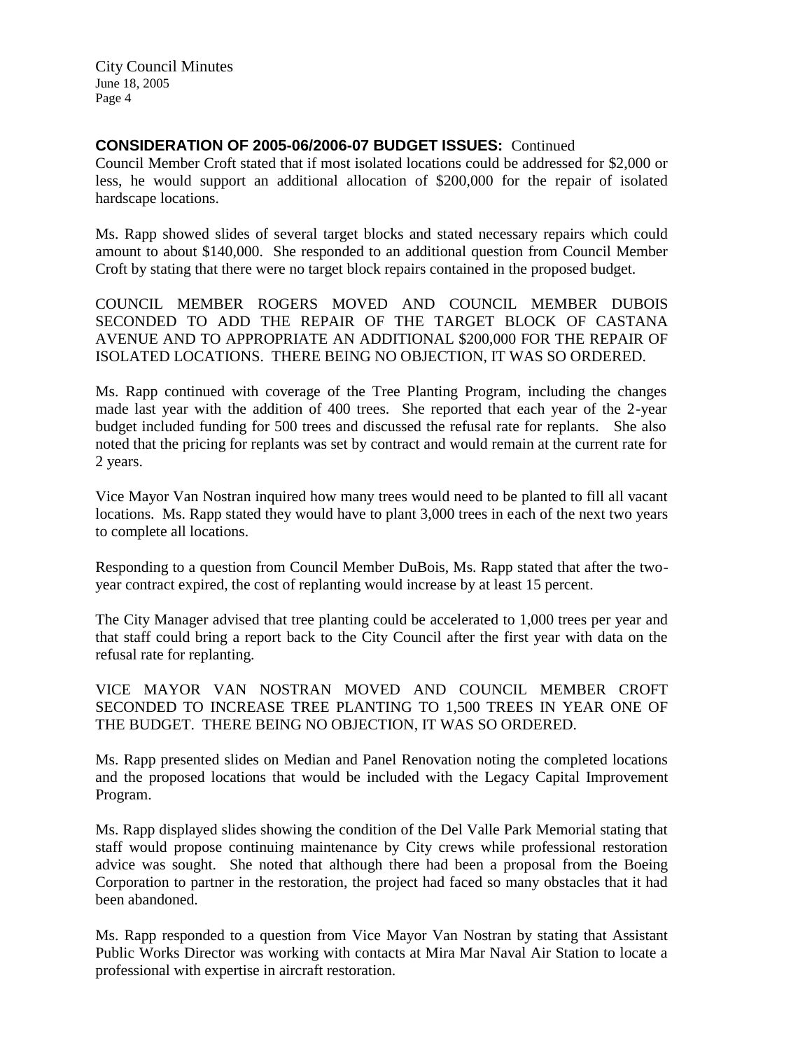**CONSIDERATION OF 2005-06/2006-07 BUDGET ISSUES:** Continued

Council Member Croft stated that if most isolated locations could be addressed for $2,000 or less, he would support an additional allocation of $200,000 for the repair of isolated hardscape locations.

Ms. Rapp showed slides of several target blocks and stated necessary repairs which could amount to about $140,000. She responded to an additional question from Council Member Croft by stating that there were no target block repairs contained in the proposed budget.

COUNCIL MEMBER ROGERS MOVED AND COUNCIL MEMBER DUBOIS SECONDED TO ADD THE REPAIR OF THE TARGET BLOCK OF CASTANA AVENUE AND TO APPROPRIATE AN ADDITIONAL $200,000 FOR THE REPAIR OF ISOLATED LOCATIONS. THERE BEING NO OBJECTION, IT WAS SO ORDERED.

Ms. Rapp continued with coverage of the Tree Planting Program, including the changes made last year with the addition of 400 trees. She reported that each year of the 2-year budget included funding for 500 trees and discussed the refusal rate for replants. She also noted that the pricing for replants was set by contract and would remain at the current rate for 2 years.

Vice Mayor Van Nostran inquired how many trees would need to be planted to fill all vacant locations. Ms. Rapp stated they would have to plant 3,000 trees in each of the next two years to complete all locations.

Responding to a question from Council Member DuBois, Ms. Rapp stated that after the two-year contract expired, the cost of replanting would increase by at least 15 percent.

The City Manager advised that tree planting could be accelerated to 1,000 trees per year and that staff could bring a report back to the City Council after the first year with data on the refusal rate for replanting.

VICE MAYOR VAN NOSTRAN MOVED AND COUNCIL MEMBER CROFT SECONDED TO INCREASE TREE PLANTING TO 1,500 TREES IN YEAR ONE OF THE BUDGET. THERE BEING NO OBJECTION, IT WAS SO ORDERED.

Ms. Rapp presented slides on Median and Panel Renovation noting the completed locations and the proposed locations that would be included with the Legacy Capital Improvement Program.

Ms. Rapp displayed slides showing the condition of the Del Valle Park Memorial stating that staff would propose continuing maintenance by City crews while professional restoration advice was sought. She noted that although there had been a proposal from the Boeing Corporation to partner in the restoration, the project had faced so many obstacles that it had been abandoned.

Ms. Rapp responded to a question from Vice Mayor Van Nostran by stating that Assistant Public Works Director was working with contacts at Mira Mar Naval Air Station to locate a professional with expertise in aircraft restoration.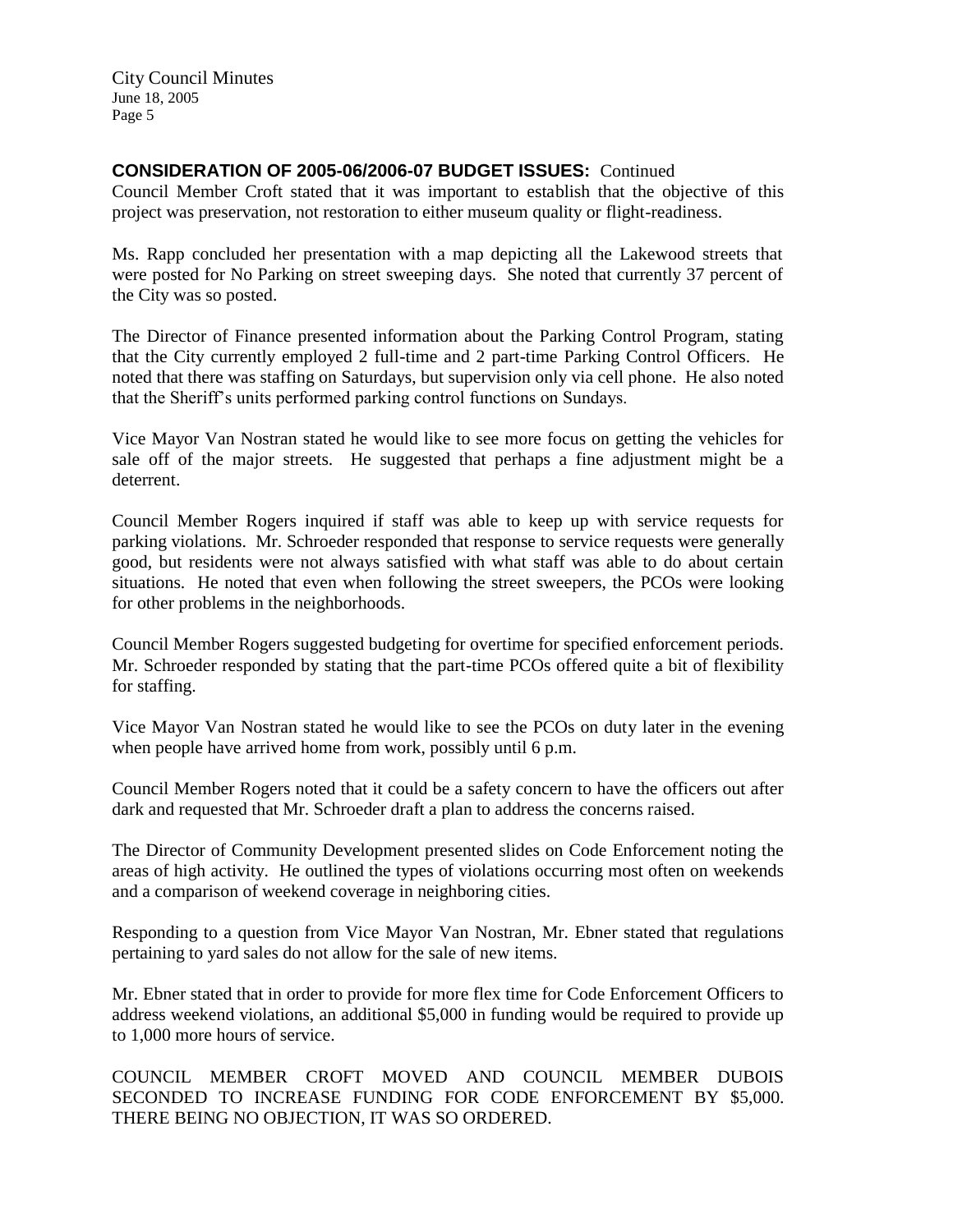**CONSIDERATION OF 2005-06/2006-07 BUDGET ISSUES:** Continued

Council Member Croft stated that it was important to establish that the objective of this project was preservation, not restoration to either museum quality or flight-readiness.

Ms. Rapp concluded her presentation with a map depicting all the Lakewood streets that were posted for No Parking on street sweeping days. She noted that currently 37 percent of the City was so posted.

The Director of Finance presented information about the Parking Control Program, stating that the City currently employed 2 full-time and 2 part-time Parking Control Officers. He noted that there was staffing on Saturdays, but supervision only via cell phone. He also noted that the Sheriff's units performed parking control functions on Sundays.

Vice Mayor Van Nostran stated he would like to see more focus on getting the vehicles for sale off of the major streets. He suggested that perhaps a fine adjustment might be a deterrent.

Council Member Rogers inquired if staff was able to keep up with service requests for parking violations. Mr. Schroeder responded that response to service requests were generally good, but residents were not always satisfied with what staff was able to do about certain situations. He noted that even when following the street sweepers, the PCOs were looking for other problems in the neighborhoods.

Council Member Rogers suggested budgeting for overtime for specified enforcement periods. Mr. Schroeder responded by stating that the part-time PCOs offered quite a bit of flexibility for staffing.

Vice Mayor Van Nostran stated he would like to see the PCOs on duty later in the evening when people have arrived home from work, possibly until 6 p.m.

Council Member Rogers noted that it could be a safety concern to have the officers out after dark and requested that Mr. Schroeder draft a plan to address the concerns raised.

The Director of Community Development presented slides on Code Enforcement noting the areas of high activity. He outlined the types of violations occurring most often on weekends and a comparison of weekend coverage in neighboring cities.

Responding to a question from Vice Mayor Van Nostran, Mr. Ebner stated that regulations pertaining to yard sales do not allow for the sale of new items.

Mr. Ebner stated that in order to provide for more flex time for Code Enforcement Officers to address weekend violations, an additional $5,000 in funding would be required to provide up to 1,000 more hours of service.

COUNCIL MEMBER CROFT MOVED AND COUNCIL MEMBER DUBOIS SECONDED TO INCREASE FUNDING FOR CODE ENFORCEMENT BY $5,000. THERE BEING NO OBJECTION, IT WAS SO ORDERED.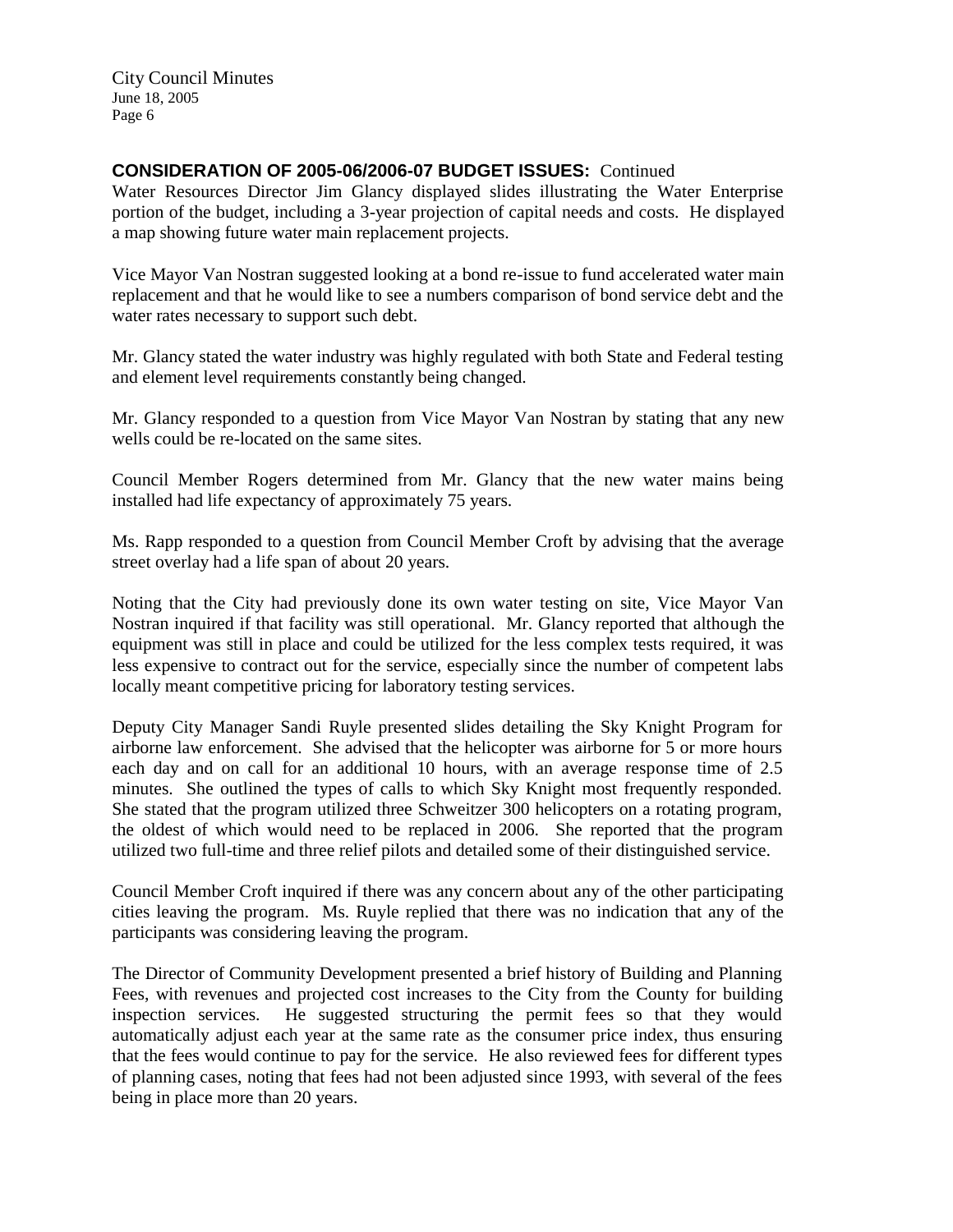**CONSIDERATION OF 2005-06/2006-07 BUDGET ISSUES:** Continued

Water Resources Director Jim Glancy displayed slides illustrating the Water Enterprise portion of the budget, including a 3-year projection of capital needs and costs. He displayed a map showing future water main replacement projects.

Vice Mayor Van Nostran suggested looking at a bond re-issue to fund accelerated water main replacement and that he would like to see a numbers comparison of bond service debt and the water rates necessary to support such debt.

Mr. Glancy stated the water industry was highly regulated with both State and Federal testing and element level requirements constantly being changed.

Mr. Glancy responded to a question from Vice Mayor Van Nostran by stating that any new wells could be re-located on the same sites.

Council Member Rogers determined from Mr. Glancy that the new water mains being installed had life expectancy of approximately 75 years.

Ms. Rapp responded to a question from Council Member Croft by advising that the average street overlay had a life span of about 20 years.

Noting that the City had previously done its own water testing on site, Vice Mayor Van Nostran inquired if that facility was still operational. Mr. Glancy reported that although the equipment was still in place and could be utilized for the less complex tests required, it was less expensive to contract out for the service, especially since the number of competent labs locally meant competitive pricing for laboratory testing services.

Deputy City Manager Sandi Ruyle presented slides detailing the Sky Knight Program for airborne law enforcement. She advised that the helicopter was airborne for 5 or more hours each day and on call for an additional 10 hours, with an average response time of 2.5 minutes. She outlined the types of calls to which Sky Knight most frequently responded. She stated that the program utilized three Schweitzer 300 helicopters on a rotating program, the oldest of which would need to be replaced in 2006. She reported that the program utilized two full-time and three relief pilots and detailed some of their distinguished service.

Council Member Croft inquired if there was any concern about any of the other participating cities leaving the program. Ms. Ruyle replied that there was no indication that any of the participants was considering leaving the program.

The Director of Community Development presented a brief history of Building and Planning Fees, with revenues and projected cost increases to the City from the County for building inspection services. He suggested structuring the permit fees so that they would automatically adjust each year at the same rate as the consumer price index, thus ensuring that the fees would continue to pay for the service. He also reviewed fees for different types of planning cases, noting that fees had not been adjusted since 1993, with several of the fees being in place more than 20 years.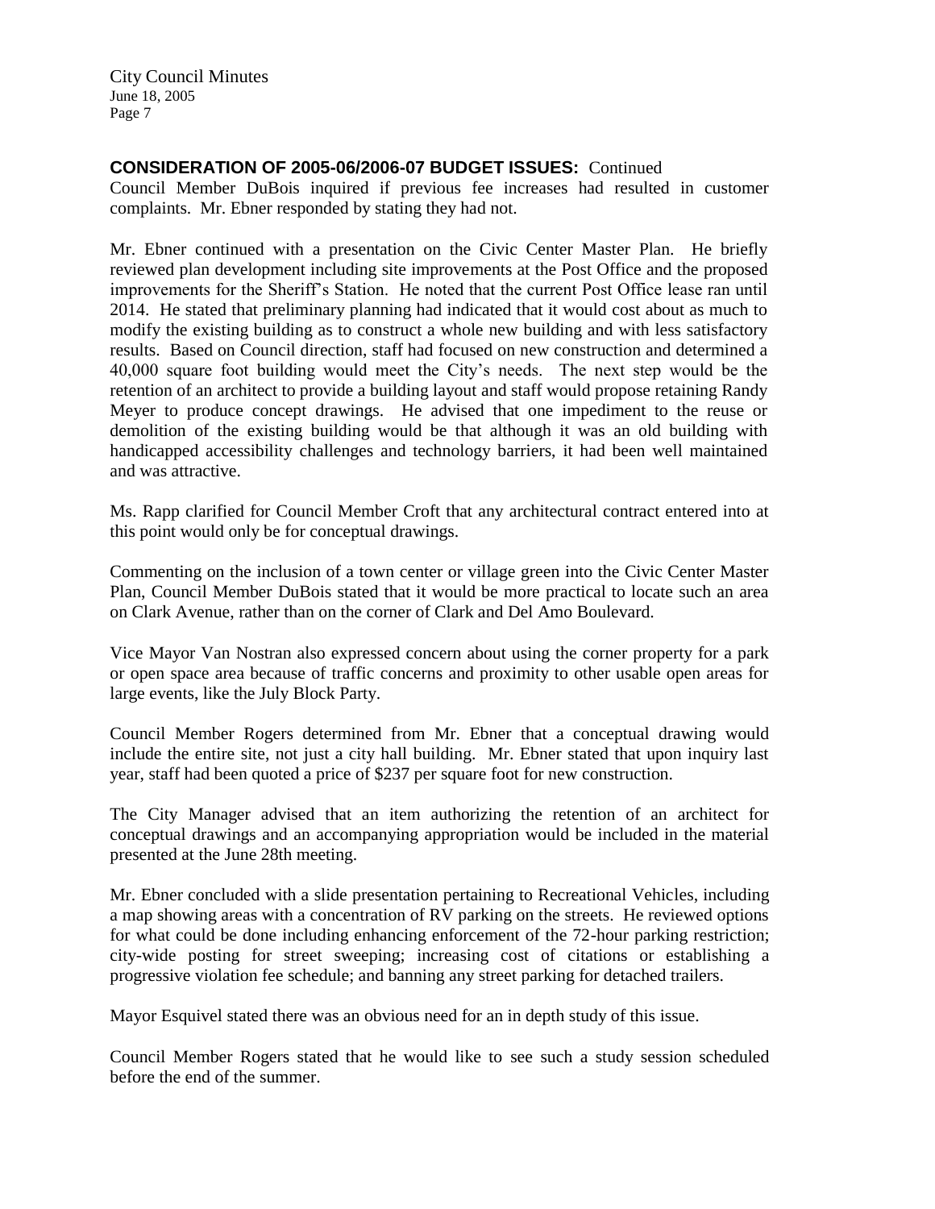**CONSIDERATION OF 2005-06/2006-07 BUDGET ISSUES:** Continued

Council Member DuBois inquired if previous fee increases had resulted in customer complaints. Mr. Ebner responded by stating they had not.

Mr. Ebner continued with a presentation on the Civic Center Master Plan. He briefly reviewed plan development including site improvements at the Post Office and the proposed improvements for the Sheriff's Station. He noted that the current Post Office lease ran until 2014. He stated that preliminary planning had indicated that it would cost about as much to modify the existing building as to construct a whole new building and with less satisfactory results. Based on Council direction, staff had focused on new construction and determined a 40,000 square foot building would meet the City's needs. The next step would be the retention of an architect to provide a building layout and staff would propose retaining Randy Meyer to produce concept drawings. He advised that one impediment to the reuse or demolition of the existing building would be that although it was an old building with handicapped accessibility challenges and technology barriers, it had been well maintained and was attractive.

Ms. Rapp clarified for Council Member Croft that any architectural contract entered into at this point would only be for conceptual drawings.

Commenting on the inclusion of a town center or village green into the Civic Center Master Plan, Council Member DuBois stated that it would be more practical to locate such an area on Clark Avenue, rather than on the corner of Clark and Del Amo Boulevard.

Vice Mayor Van Nostran also expressed concern about using the corner property for a park or open space area because of traffic concerns and proximity to other usable open areas for large events, like the July Block Party.

Council Member Rogers determined from Mr. Ebner that a conceptual drawing would include the entire site, not just a city hall building. Mr. Ebner stated that upon inquiry last year, staff had been quoted a price of $237 per square foot for new construction.

The City Manager advised that an item authorizing the retention of an architect for conceptual drawings and an accompanying appropriation would be included in the material presented at the June 28th meeting.

Mr. Ebner concluded with a slide presentation pertaining to Recreational Vehicles, including a map showing areas with a concentration of RV parking on the streets. He reviewed options for what could be done including enhancing enforcement of the 72-hour parking restriction; city-wide posting for street sweeping; increasing cost of citations or establishing a progressive violation fee schedule; and banning any street parking for detached trailers.

Mayor Esquivel stated there was an obvious need for an in depth study of this issue.

Council Member Rogers stated that he would like to see such a study session scheduled before the end of the summer.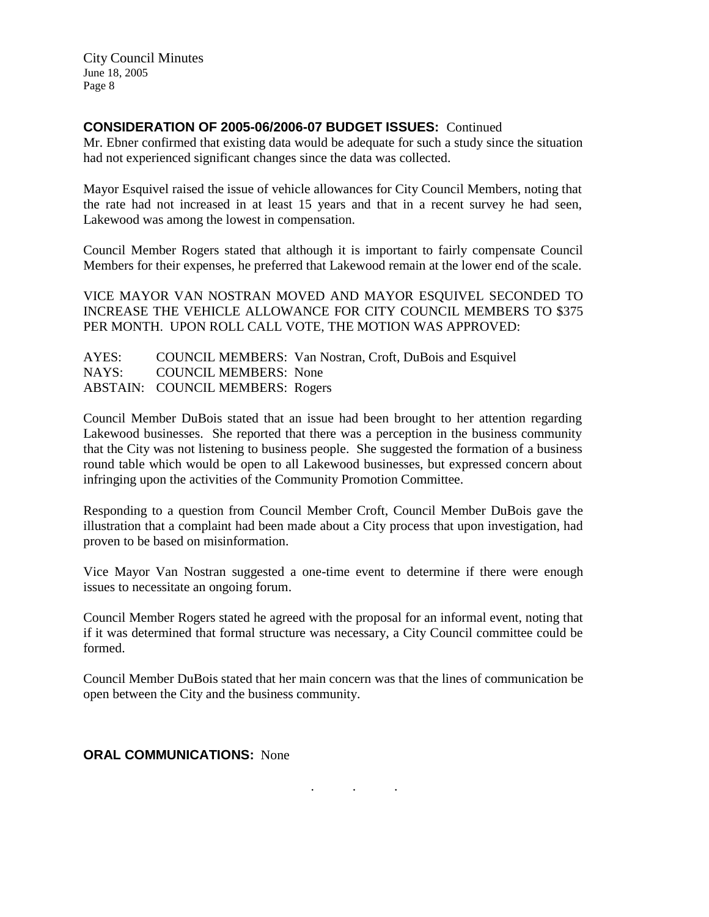**CONSIDERATION OF 2005-06/2006-07 BUDGET ISSUES:** Continued

Mr. Ebner confirmed that existing data would be adequate for such a study since the situation had not experienced significant changes since the data was collected.

Mayor Esquivel raised the issue of vehicle allowances for City Council Members, noting that the rate had not increased in at least 15 years and that in a recent survey he had seen, Lakewood was among the lowest in compensation.

Council Member Rogers stated that although it is important to fairly compensate Council Members for their expenses, he preferred that Lakewood remain at the lower end of the scale.

VICE MAYOR VAN NOSTRAN MOVED AND MAYOR ESQUIVEL SECONDED TO INCREASE THE VEHICLE ALLOWANCE FOR CITY COUNCIL MEMBERS TO $375 PER MONTH. UPON ROLL CALL VOTE, THE MOTION WAS APPROVED:

AYES: COUNCIL MEMBERS: Van Nostran, Croft, DuBois and Esquivel
NAYS: COUNCIL MEMBERS: None
ABSTAIN: COUNCIL MEMBERS: Rogers

Council Member DuBois stated that an issue had been brought to her attention regarding Lakewood businesses. She reported that there was a perception in the business community that the City was not listening to business people. She suggested the formation of a business round table which would be open to all Lakewood businesses, but expressed concern about infringing upon the activities of the Community Promotion Committee.

Responding to a question from Council Member Croft, Council Member DuBois gave the illustration that a complaint had been made about a City process that upon investigation, had proven to be based on misinformation.

Vice Mayor Van Nostran suggested a one-time event to determine if there were enough issues to necessitate an ongoing forum.

Council Member Rogers stated he agreed with the proposal for an informal event, noting that if it was determined that formal structure was necessary, a City Council committee could be formed.

Council Member DuBois stated that her main concern was that the lines of communication be open between the City and the business community.

**ORAL COMMUNICATIONS:** None

. . .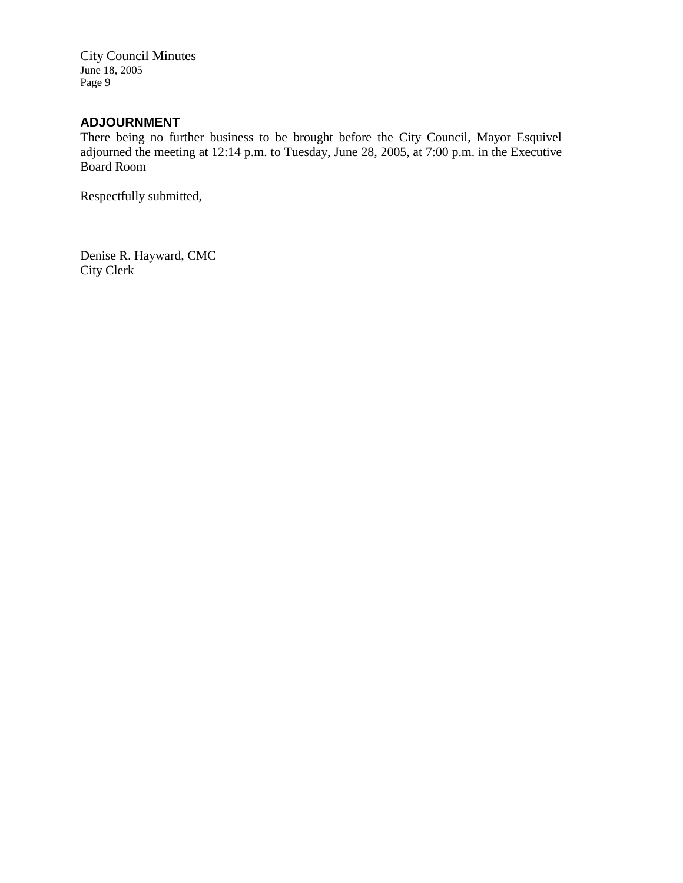## ADJOURNMENT

There being no further business to be brought before the City Council, Mayor Esquivel adjourned the meeting at 12:14 p.m. to Tuesday, June 28, 2005, at 7:00 p.m. in the Executive Board Room

Respectfully submitted,

Denise R. Hayward, CMC
City Clerk